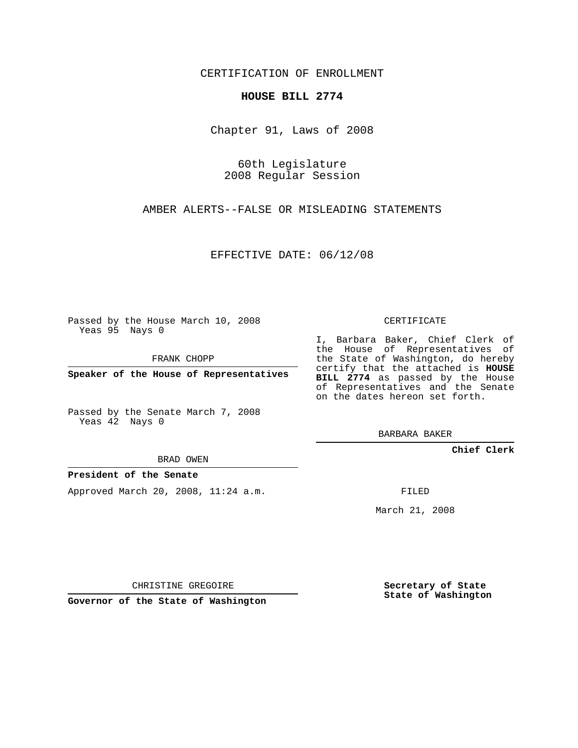CERTIFICATION OF ENROLLMENT

**HOUSE BILL 2774**

Chapter 91, Laws of 2008

60th Legislature
2008 Regular Session

AMBER ALERTS--FALSE OR MISLEADING STATEMENTS

EFFECTIVE DATE: 06/12/08

Passed by the House March 10, 2008
Yeas 95 Nays 0

FRANK CHOPP

**Speaker of the House of Representatives**

Passed by the Senate March 7, 2008
Yeas 42 Nays 0

BRAD OWEN

**President of the Senate**

Approved March 20, 2008, 11:24 a.m.

CHRISTINE GREGOIRE

**Governor of the State of Washington**

CERTIFICATE

I, Barbara Baker, Chief Clerk of the House of Representatives of the State of Washington, do hereby certify that the attached is **HOUSE BILL 2774** as passed by the House of Representatives and the Senate on the dates hereon set forth.

BARBARA BAKER

**Chief Clerk**

FILED

March 21, 2008

**Secretary of State**
**State of Washington**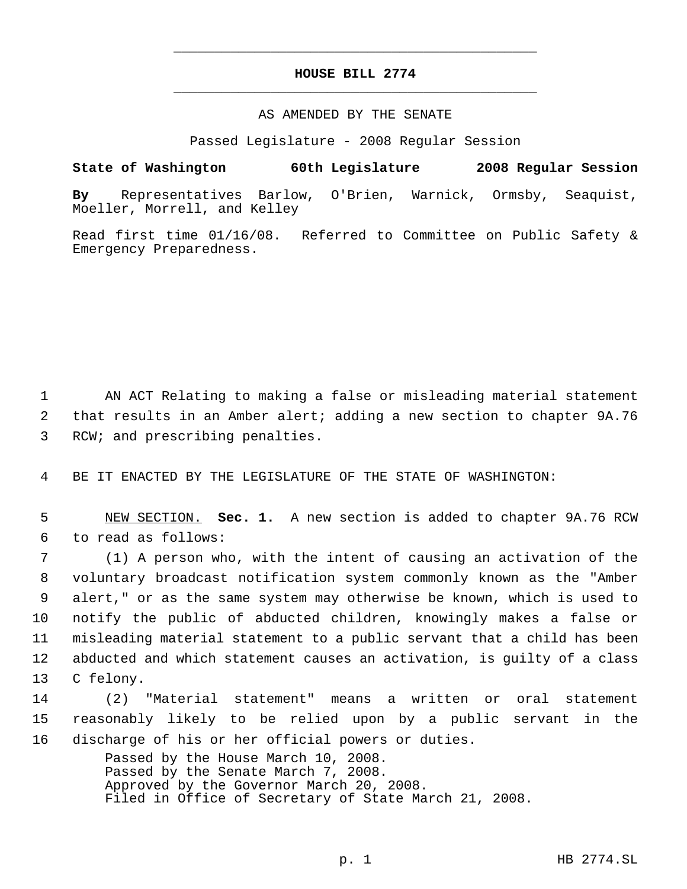# HOUSE BILL 2774

AS AMENDED BY THE SENATE

Passed Legislature - 2008 Regular Session

**State of Washington 60th Legislature 2008 Regular Session**

**By** Representatives Barlow, O'Brien, Warnick, Ormsby, Seaquist, Moeller, Morrell, and Kelley

Read first time 01/16/08. Referred to Committee on Public Safety & Emergency Preparedness.

AN ACT Relating to making a false or misleading material statement that results in an Amber alert; adding a new section to chapter 9A.76 RCW; and prescribing penalties.

BE IT ENACTED BY THE LEGISLATURE OF THE STATE OF WASHINGTON:

NEW SECTION. **Sec. 1.** A new section is added to chapter 9A.76 RCW to read as follows:

(1) A person who, with the intent of causing an activation of the voluntary broadcast notification system commonly known as the "Amber alert," or as the same system may otherwise be known, which is used to notify the public of abducted children, knowingly makes a false or misleading material statement to a public servant that a child has been abducted and which statement causes an activation, is guilty of a class C felony.

(2) "Material statement" means a written or oral statement reasonably likely to be relied upon by a public servant in the discharge of his or her official powers or duties.

Passed by the House March 10, 2008.
Passed by the Senate March 7, 2008.
Approved by the Governor March 20, 2008.
Filed in Office of Secretary of State March 21, 2008.